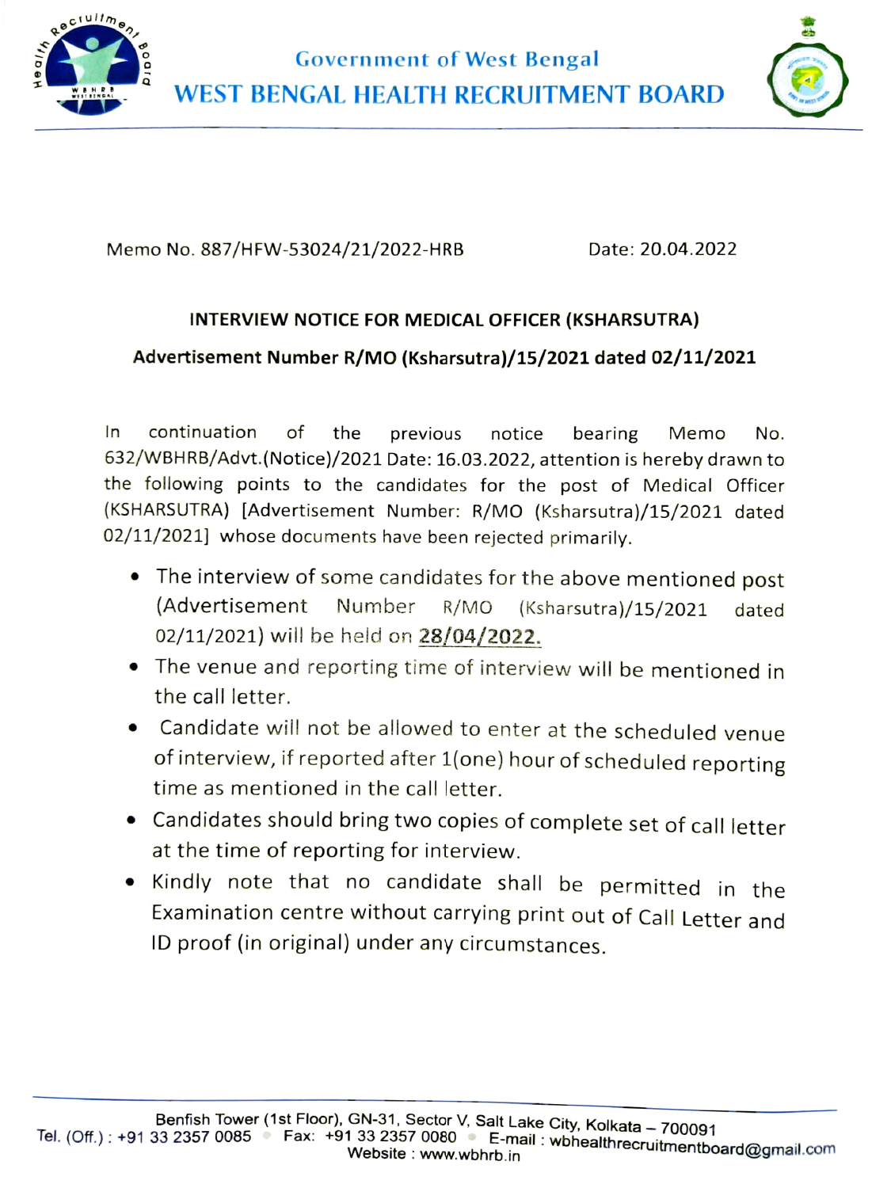Government of West Bengal

# WEST BENGAL HEALTH RECRUITMENT BOARD

Memo No. 887/HFW-53024/21/2022-HRB Date: 20.04.2022

## INTERVIEW NOTICE FOR MEDICAL OFFICER (KSHARSUTRA)

**Advertisement Number R/MO (Ksharsutra)/15/2021 dated 02/11/2021**

In continuation of the previous notice bearing Memo No. 632/WBHRB/Advt.(Notice)/2021 Date: 16.03.2022, attention is hereby drawn to the following points to the candidates for the post of Medical Officer (KSHARSUTRA) [Advertisement Number: R/MO (Ksharsutra)/15/2021 dated 02/11/2021] whose documents have been rejected primarily.

- The interview of some candidates for the above mentioned post (Advertisement Number R/MO (Ksharsutra)/15/2021 dated 02/11/2021) will be held on **28/04/2022.**
- The venue and reporting time of interview will be mentioned in the call letter.
- Candidate will not be allowed to enter at the scheduled venue of interview, if reported after 1(one) hour of scheduled reporting time as mentioned in the call letter.
- Candidates should bring two copies of complete set of call letter at the time of reporting for interview.
- Kindly note that no candidate shall be permitted in the Examination centre without carrying print out of Call Letter and ID proof (in original) under any circumstances.

Benfish Tower (1st Floor), GN-31, Sector V, Salt Lake City, Kolkata – 700091
Tel. (Off.) : +91 33 2357 0085 • Fax: +91 33 2357 0080 • E-mail : wbhealthrecruitmentboard@gmail.com
Website : www.wbhrb.in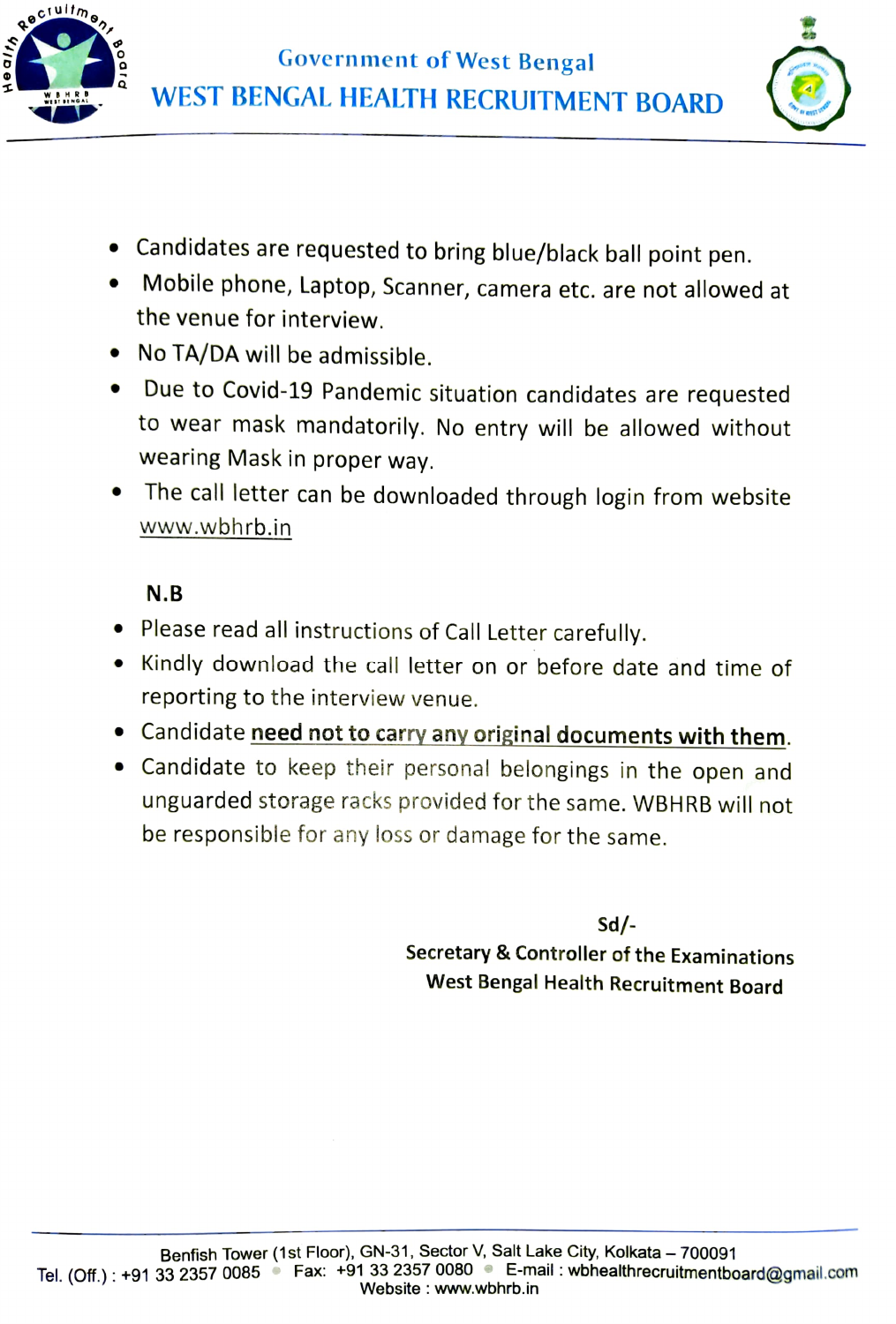- Candidates are requested to bring blue/black ball point pen.
- Mobile phone, Laptop, Scanner, camera etc. are not allowed at the venue for interview.
- No TA/DA will be admissible.
- Due to Covid-19 Pandemic situation candidates are requested to wear mask mandatorily. No entry will be allowed without wearing Mask in proper way.
- The call letter can be downloaded through login from website www.wbhrb.in

**N.B**

- Please read all instructions of Call Letter carefully.
- Kindly download the call letter on or before date and time of reporting to the interview venue.
- Candidate **need not to carry any original documents with them**.
- Candidate to keep their personal belongings in the open and unguarded storage racks provided for the same. WBHRB will not be responsible for any loss or damage for the same.

Sd/-
**Secretary & Controller of the Examinations**
**West Bengal Health Recruitment Board**